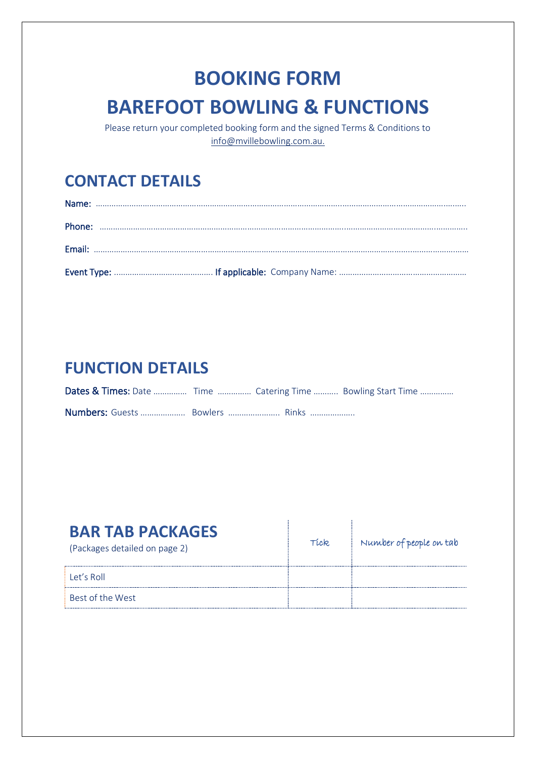# BOOKING FORM

# BAREFOOT BOWLING & FUNCTIONS

Please return your completed booking form and the signed Terms & Conditions to info@mvillebowling.com.au.

## CONTACT DETAILS

Name: .....................................................................................................................................................................

Phone: ....................................................................................................................................................................

Email: .....................................................................................................................................................................

Event Type: ........................................... **If applicable:** Company Name: ........................................................

## FUNCTION DETAILS

Dates & Times: Date ............... Time ............... Catering Time ........... Bowling Start Time ...............

Numbers: Guests .................... Bowlers ....................... Rinks ....................

| **BAR TAB PACKAGES** (Packages detailed on page 2) | Tick | Number of people on tab |
|---|---|---|
| Let's Roll | | |
| Best of the West | | |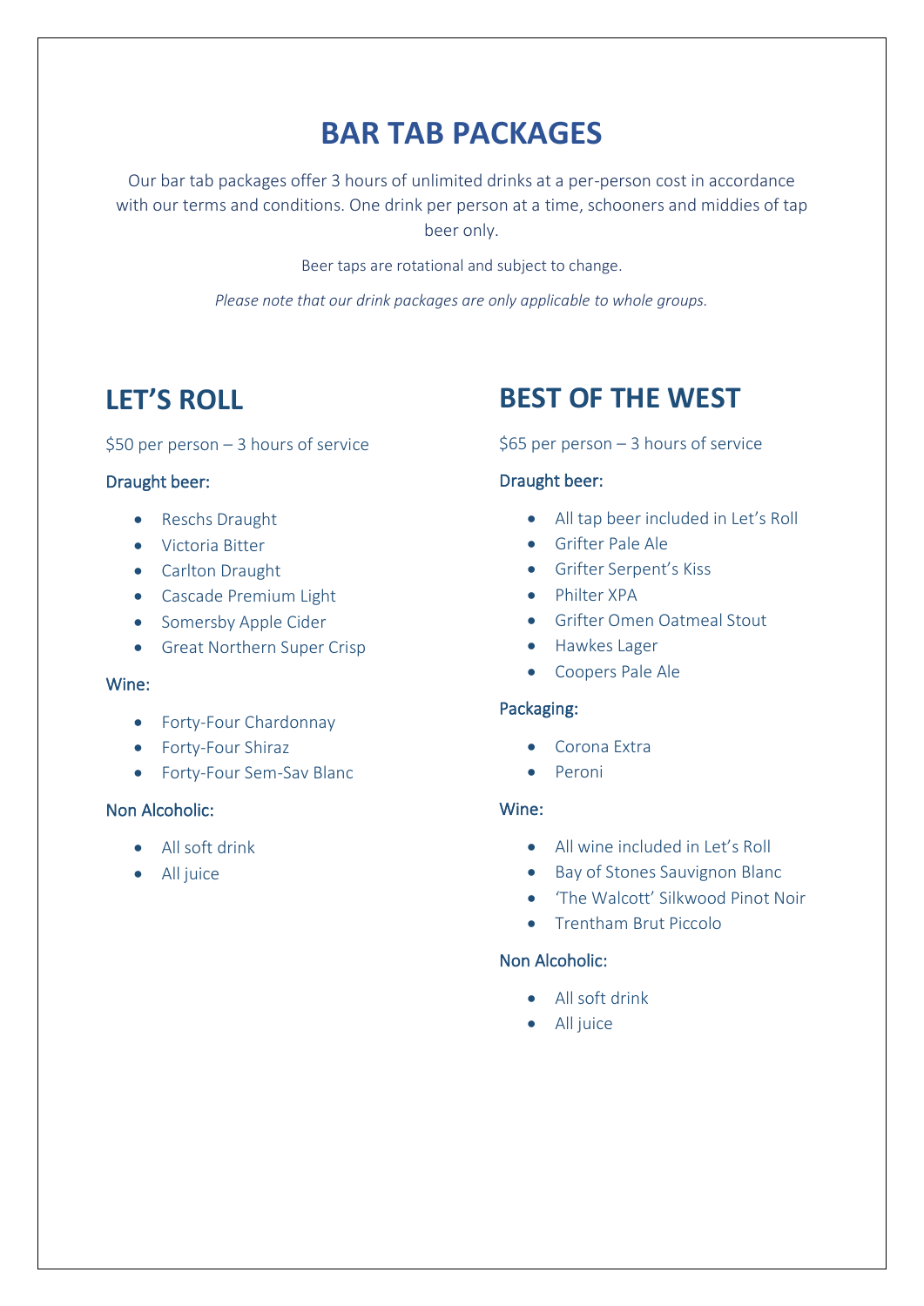# BAR TAB PACKAGES

Our bar tab packages offer 3 hours of unlimited drinks at a per-person cost in accordance with our terms and conditions. One drink per person at a time, schooners and middies of tap beer only.

Beer taps are rotational and subject to change.

*Please note that our drink packages are only applicable to whole groups.*

## LET'S ROLL

$50 per person – 3 hours of service

### Draught beer:

- Reschs Draught
- Victoria Bitter
- Carlton Draught
- Cascade Premium Light
- Somersby Apple Cider
- Great Northern Super Crisp

### Wine:

- Forty-Four Chardonnay
- Forty-Four Shiraz
- Forty-Four Sem-Sav Blanc

### Non Alcoholic:

- All soft drink
- All juice

## BEST OF THE WEST

$65 per person – 3 hours of service

### Draught beer:

- All tap beer included in Let's Roll
- Grifter Pale Ale
- Grifter Serpent's Kiss
- Philter XPA
- Grifter Omen Oatmeal Stout
- Hawkes Lager
- Coopers Pale Ale

### Packaging:

- Corona Extra
- Peroni

### Wine:

- All wine included in Let's Roll
- Bay of Stones Sauvignon Blanc
- 'The Walcott' Silkwood Pinot Noir
- Trentham Brut Piccolo

### Non Alcoholic:

- All soft drink
- All juice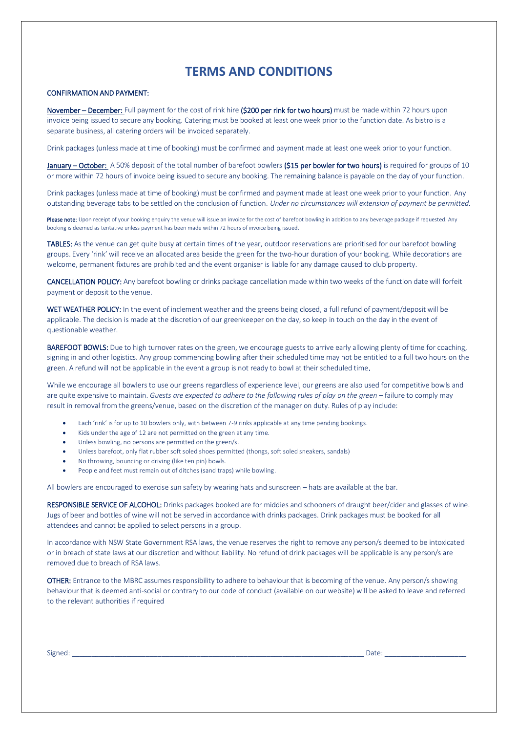# TERMS AND CONDITIONS

**CONFIRMATION AND PAYMENT:**

**November – December:** Full payment for the cost of rink hire **($200 per rink for two hours)** must be made within 72 hours upon invoice being issued to secure any booking. Catering must be booked at least one week prior to the function date. As bistro is a separate business, all catering orders will be invoiced separately.

Drink packages (unless made at time of booking) must be confirmed and payment made at least one week prior to your function.

**January – October:** A 50% deposit of the total number of barefoot bowlers **($15 per bowler for two hours)** is required for groups of 10 or more within 72 hours of invoice being issued to secure any booking. The remaining balance is payable on the day of your function.

Drink packages (unless made at time of booking) must be confirmed and payment made at least one week prior to your function. Any outstanding beverage tabs to be settled on the conclusion of function. *Under no circumstances will extension of payment be permitted.*

**Please note:** Upon receipt of your booking enquiry the venue will issue an invoice for the cost of barefoot bowling in addition to any beverage package if requested. Any booking is deemed as tentative unless payment has been made within 72 hours of invoice being issued.

**TABLES:** As the venue can get quite busy at certain times of the year, outdoor reservations are prioritised for our barefoot bowling groups. Every 'rink' will receive an allocated area beside the green for the two-hour duration of your booking. While decorations are welcome, permanent fixtures are prohibited and the event organiser is liable for any damage caused to club property.

**CANCELLATION POLICY:** Any barefoot bowling or drinks package cancellation made within two weeks of the function date will forfeit payment or deposit to the venue.

**WET WEATHER POLICY:** In the event of inclement weather and the greens being closed, a full refund of payment/deposit will be applicable. The decision is made at the discretion of our greenkeeper on the day, so keep in touch on the day in the event of questionable weather.

**BAREFOOT BOWLS:** Due to high turnover rates on the green, we encourage guests to arrive early allowing plenty of time for coaching, signing in and other logistics. Any group commencing bowling after their scheduled time may not be entitled to a full two hours on the green. A refund will not be applicable in the event a group is not ready to bowl at their scheduled time.

While we encourage all bowlers to use our greens regardless of experience level, our greens are also used for competitive bowls and are quite expensive to maintain. *Guests are expected to adhere to the following rules of play on the green* – failure to comply may result in removal from the greens/venue, based on the discretion of the manager on duty. Rules of play include:

- Each 'rink' is for up to 10 bowlers only, with between 7-9 rinks applicable at any time pending bookings.
- Kids under the age of 12 are not permitted on the green at any time.
- Unless bowling, no persons are permitted on the green/s.
- Unless barefoot, only flat rubber soft soled shoes permitted (thongs, soft soled sneakers, sandals)
- No throwing, bouncing or driving (like ten pin) bowls.
- People and feet must remain out of ditches (sand traps) while bowling.

All bowlers are encouraged to exercise sun safety by wearing hats and sunscreen – hats are available at the bar.

**RESPONSIBLE SERVICE OF ALCOHOL:** Drinks packages booked are for middies and schooners of draught beer/cider and glasses of wine. Jugs of beer and bottles of wine will not be served in accordance with drinks packages. Drink packages must be booked for all attendees and cannot be applied to select persons in a group.

In accordance with NSW State Government RSA laws, the venue reserves the right to remove any person/s deemed to be intoxicated or in breach of state laws at our discretion and without liability. No refund of drink packages will be applicable is any person/s are removed due to breach of RSA laws.

**OTHER:** Entrance to the MBRC assumes responsibility to adhere to behaviour that is becoming of the venue. Any person/s showing behaviour that is deemed anti-social or contrary to our code of conduct (available on our website) will be asked to leave and referred to the relevant authorities if required

Signed: ____________________________________________ Date: ____________________